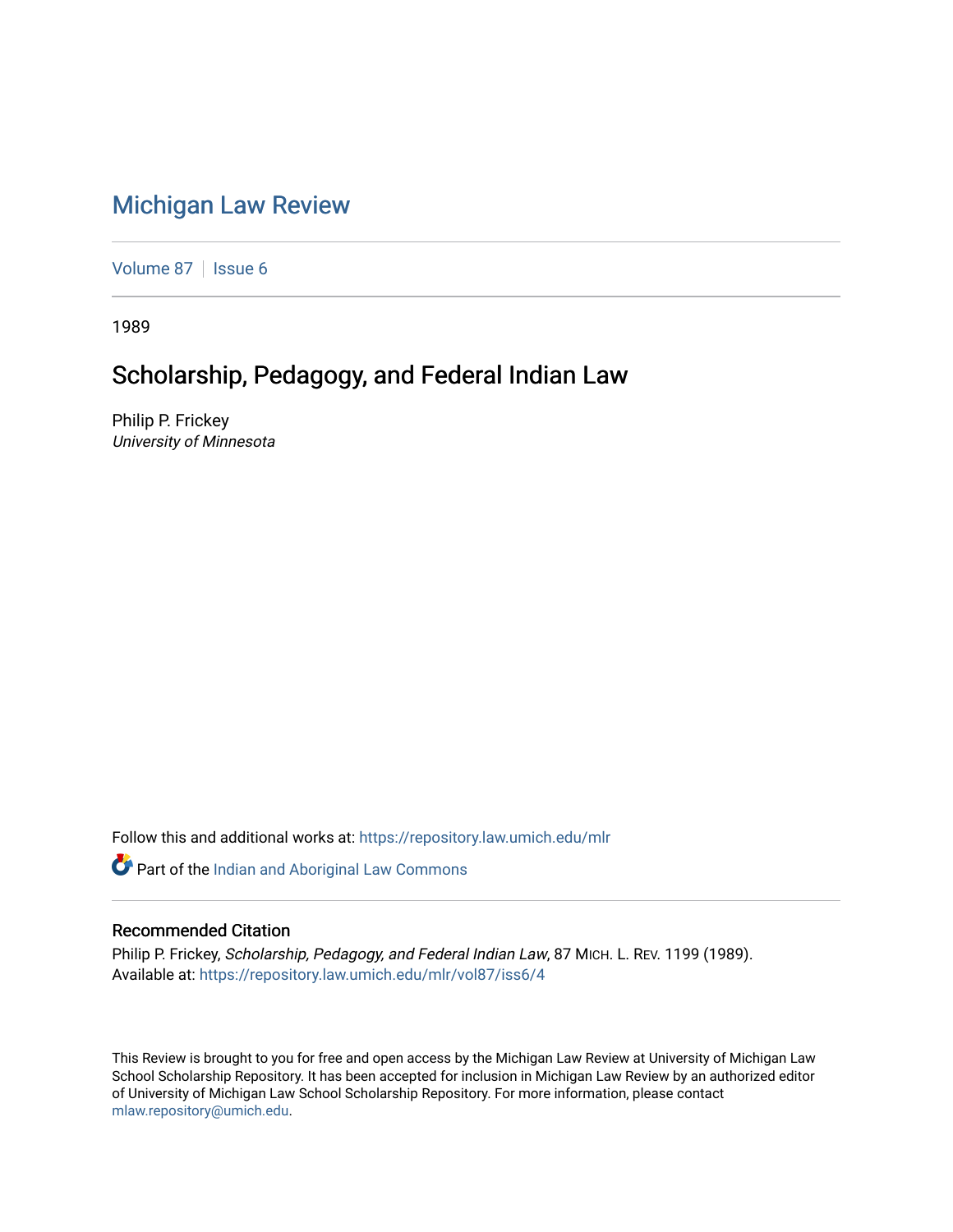# Michigan Law Review

Volume 87 | Issue 6

1989

## Scholarship, Pedagogy, and Federal Indian Law

Philip P. Frickey
*University of Minnesota*

Follow this and additional works at: https://repository.law.umich.edu/mlr

Part of the Indian and Aboriginal Law Commons

### Recommended Citation

Philip P. Frickey, *Scholarship, Pedagogy, and Federal Indian Law*, 87 MICH. L. REV. 1199 (1989).
Available at: https://repository.law.umich.edu/mlr/vol87/iss6/4

This Review is brought to you for free and open access by the Michigan Law Review at University of Michigan Law School Scholarship Repository. It has been accepted for inclusion in Michigan Law Review by an authorized editor of University of Michigan Law School Scholarship Repository. For more information, please contact mlaw.repository@umich.edu.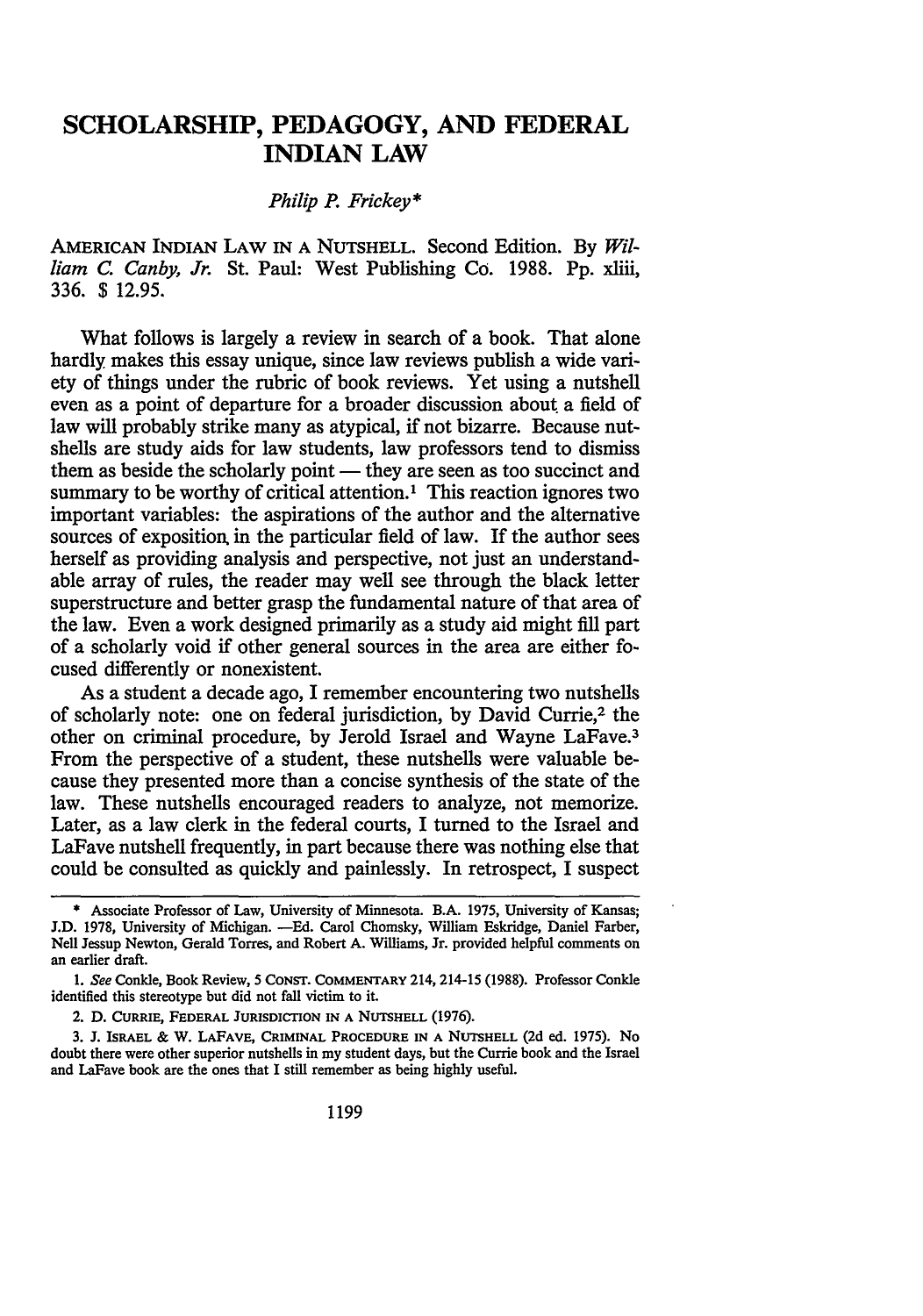# SCHOLARSHIP, PEDAGOGY, AND FEDERAL INDIAN LAW

*Philip P. Frickey**

AMERICAN INDIAN LAW IN A NUTSHELL. Second Edition. By *William C. Canby, Jr.* St. Paul: West Publishing Co. 1988. Pp. xliii, 336. $ 12.95.

What follows is largely a review in search of a book. That alone hardly makes this essay unique, since law reviews publish a wide variety of things under the rubric of book reviews. Yet using a nutshell even as a point of departure for a broader discussion about a field of law will probably strike many as atypical, if not bizarre. Because nutshells are study aids for law students, law professors tend to dismiss them as beside the scholarly point — they are seen as too succinct and summary to be worthy of critical attention.[1] This reaction ignores two important variables: the aspirations of the author and the alternative sources of exposition in the particular field of law. If the author sees herself as providing analysis and perspective, not just an understandable array of rules, the reader may well see through the black letter superstructure and better grasp the fundamental nature of that area of the law. Even a work designed primarily as a study aid might fill part of a scholarly void if other general sources in the area are either focused differently or nonexistent.

As a student a decade ago, I remember encountering two nutshells of scholarly note: one on federal jurisdiction, by David Currie,[2] the other on criminal procedure, by Jerold Israel and Wayne LaFave.[3] From the perspective of a student, these nutshells were valuable because they presented more than a concise synthesis of the state of the law. These nutshells encouraged readers to analyze, not memorize. Later, as a law clerk in the federal courts, I turned to the Israel and LaFave nutshell frequently, in part because there was nothing else that could be consulted as quickly and painlessly. In retrospect, I suspect

---

\* Associate Professor of Law, University of Minnesota. B.A. 1975, University of Kansas; J.D. 1978, University of Michigan. —Ed. Carol Chomsky, William Eskridge, Daniel Farber, Nell Jessup Newton, Gerald Torres, and Robert A. Williams, Jr. provided helpful comments on an earlier draft.

1. *See* Conkle, Book Review, 5 CONST. COMMENTARY 214, 214-15 (1988). Professor Conkle identified this stereotype but did not fall victim to it.

2. D. CURRIE, FEDERAL JURISDICTION IN A NUTSHELL (1976).

3. J. ISRAEL & W. LAFAVE, CRIMINAL PROCEDURE IN A NUTSHELL (2d ed. 1975). No doubt there were other superior nutshells in my student days, but the Currie book and the Israel and LaFave book are the ones that I still remember as being highly useful.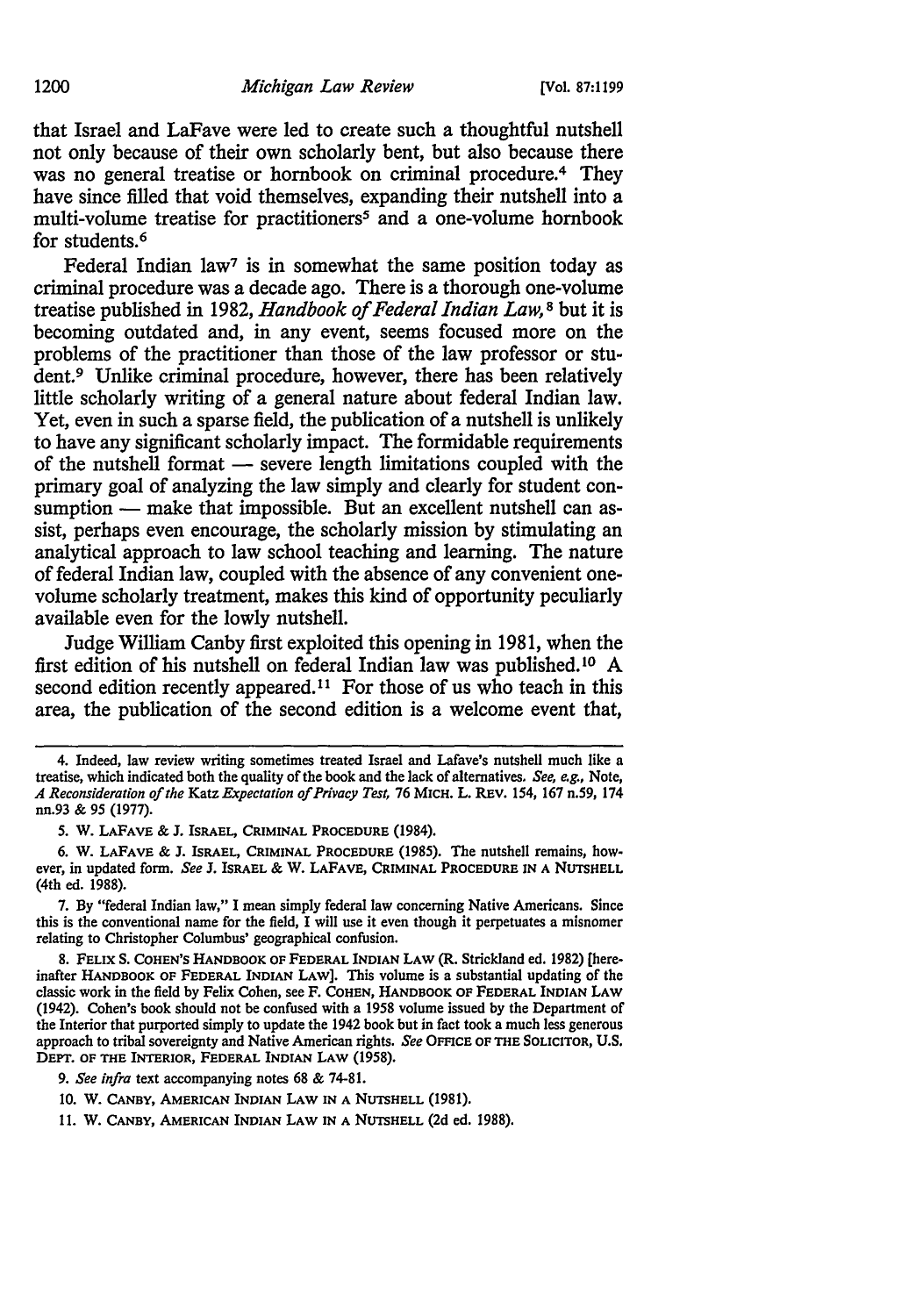that Israel and LaFave were led to create such a thoughtful nutshell not only because of their own scholarly bent, but also because there was no general treatise or hornbook on criminal procedure.[4] They have since filled that void themselves, expanding their nutshell into a multi-volume treatise for practitioners[5] and a one-volume hornbook for students.[6]

Federal Indian law[7] is in somewhat the same position today as criminal procedure was a decade ago. There is a thorough one-volume treatise published in 1982, *Handbook of Federal Indian Law*,[8] but it is becoming outdated and, in any event, seems focused more on the problems of the practitioner than those of the law professor or student.[9] Unlike criminal procedure, however, there has been relatively little scholarly writing of a general nature about federal Indian law. Yet, even in such a sparse field, the publication of a nutshell is unlikely to have any significant scholarly impact. The formidable requirements of the nutshell format — severe length limitations coupled with the primary goal of analyzing the law simply and clearly for student consumption — make that impossible. But an excellent nutshell can assist, perhaps even encourage, the scholarly mission by stimulating an analytical approach to law school teaching and learning. The nature of federal Indian law, coupled with the absence of any convenient one-volume scholarly treatment, makes this kind of opportunity peculiarly available even for the lowly nutshell.

Judge William Canby first exploited this opening in 1981, when the first edition of his nutshell on federal Indian law was published.[10] A second edition recently appeared.[11] For those of us who teach in this area, the publication of the second edition is a welcome event that,

---

4. Indeed, law review writing sometimes treated Israel and Lafave's nutshell much like a treatise, which indicated both the quality of the book and the lack of alternatives. *See, e.g.*, Note, *A Reconsideration of the* Katz *Expectation of Privacy Test*, 76 MICH. L. REV. 154, 167 n.59, 174 nn.93 & 95 (1977).

5. W. LAFAVE & J. ISRAEL, CRIMINAL PROCEDURE (1984).

6. W. LAFAVE & J. ISRAEL, CRIMINAL PROCEDURE (1985). The nutshell remains, however, in updated form. *See* J. ISRAEL & W. LAFAVE, CRIMINAL PROCEDURE IN A NUTSHELL (4th ed. 1988).

7. By "federal Indian law," I mean simply federal law concerning Native Americans. Since this is the conventional name for the field, I will use it even though it perpetuates a misnomer relating to Christopher Columbus' geographical confusion.

8. FELIX S. COHEN'S HANDBOOK OF FEDERAL INDIAN LAW (R. Strickland ed. 1982) [hereinafter HANDBOOK OF FEDERAL INDIAN LAW]. This volume is a substantial updating of the classic work in the field by Felix Cohen, see F. COHEN, HANDBOOK OF FEDERAL INDIAN LAW (1942). Cohen's book should not be confused with a 1958 volume issued by the Department of the Interior that purported simply to update the 1942 book but in fact took a much less generous approach to tribal sovereignty and Native American rights. *See* OFFICE OF THE SOLICITOR, U.S. DEPT. OF THE INTERIOR, FEDERAL INDIAN LAW (1958).

9. *See infra* text accompanying notes 68 & 74-81.

10. W. CANBY, AMERICAN INDIAN LAW IN A NUTSHELL (1981).

11. W. CANBY, AMERICAN INDIAN LAW IN A NUTSHELL (2d ed. 1988).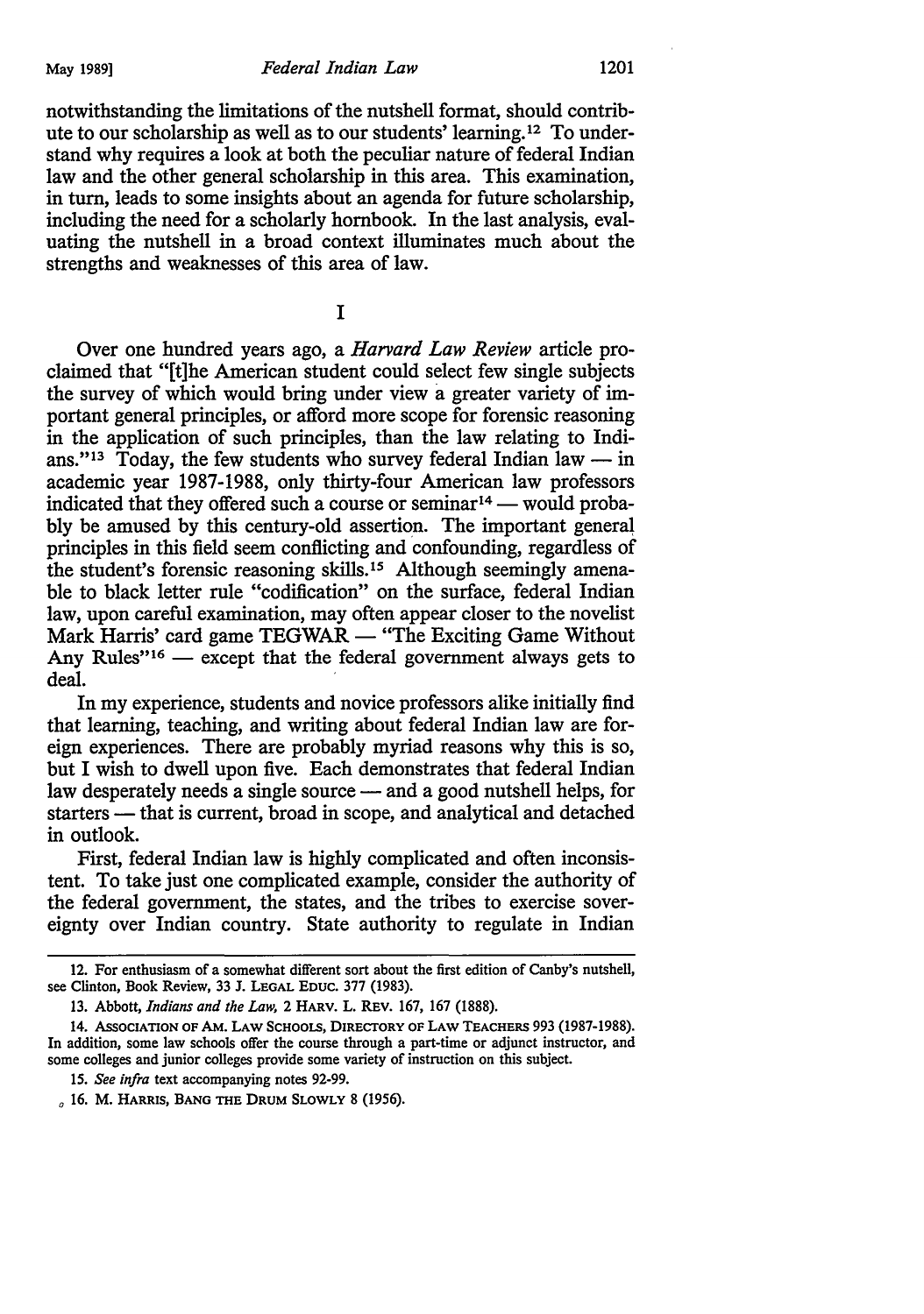notwithstanding the limitations of the nutshell format, should contribute to our scholarship as well as to our students' learning.[12] To understand why requires a look at both the peculiar nature of federal Indian law and the other general scholarship in this area. This examination, in turn, leads to some insights about an agenda for future scholarship, including the need for a scholarly hornbook. In the last analysis, evaluating the nutshell in a broad context illuminates much about the strengths and weaknesses of this area of law.

## I

Over one hundred years ago, a *Harvard Law Review* article proclaimed that "[t]he American student could select few single subjects the survey of which would bring under view a greater variety of important general principles, or afford more scope for forensic reasoning in the application of such principles, than the law relating to Indians."[13] Today, the few students who survey federal Indian law — in academic year 1987-1988, only thirty-four American law professors indicated that they offered such a course or seminar[14] — would probably be amused by this century-old assertion. The important general principles in this field seem conflicting and confounding, regardless of the student's forensic reasoning skills.[15] Although seemingly amenable to black letter rule "codification" on the surface, federal Indian law, upon careful examination, may often appear closer to the novelist Mark Harris' card game TEGWAR — "The Exciting Game Without Any Rules"[16] — except that the federal government always gets to deal.

In my experience, students and novice professors alike initially find that learning, teaching, and writing about federal Indian law are foreign experiences. There are probably myriad reasons why this is so, but I wish to dwell upon five. Each demonstrates that federal Indian law desperately needs a single source — and a good nutshell helps, for starters — that is current, broad in scope, and analytical and detached in outlook.

First, federal Indian law is highly complicated and often inconsistent. To take just one complicated example, consider the authority of the federal government, the states, and the tribes to exercise sovereignty over Indian country. State authority to regulate in Indian

---

12. For enthusiasm of a somewhat different sort about the first edition of Canby's nutshell, see Clinton, Book Review, 33 J. LEGAL EDUC. 377 (1983).

13. Abbott, *Indians and the Law*, 2 HARV. L. REV. 167, 167 (1888).

14. ASSOCIATION OF AM. LAW SCHOOLS, DIRECTORY OF LAW TEACHERS 993 (1987-1988). In addition, some law schools offer the course through a part-time or adjunct instructor, and some colleges and junior colleges provide some variety of instruction on this subject.

15. *See infra* text accompanying notes 92-99.

16. M. HARRIS, BANG THE DRUM SLOWLY 8 (1956).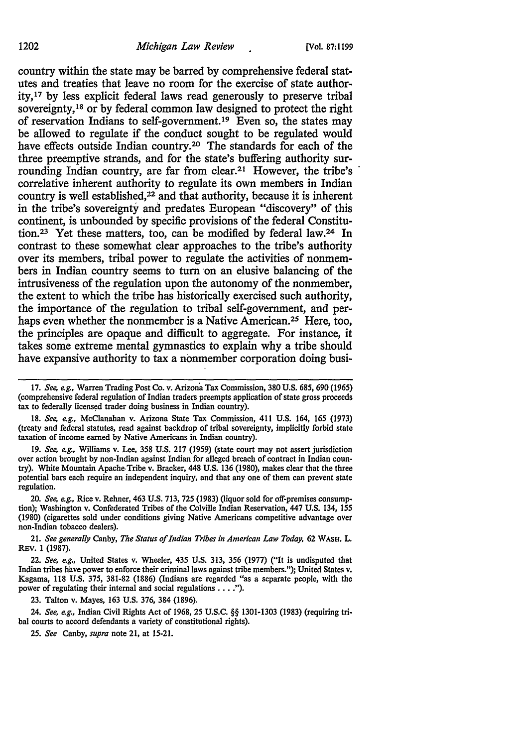country within the state may be barred by comprehensive federal statutes and treaties that leave no room for the exercise of state authority,[17] by less explicit federal laws read generously to preserve tribal sovereignty,[18] or by federal common law designed to protect the right of reservation Indians to self-government.[19] Even so, the states may be allowed to regulate if the conduct sought to be regulated would have effects outside Indian country.[20] The standards for each of the three preemptive strands, and for the state's buffering authority surrounding Indian country, are far from clear.[21] However, the tribe's correlative inherent authority to regulate its own members in Indian country is well established,[22] and that authority, because it is inherent in the tribe's sovereignty and predates European "discovery" of this continent, is unbounded by specific provisions of the federal Constitution.[23] Yet these matters, too, can be modified by federal law.[24] In contrast to these somewhat clear approaches to the tribe's authority over its members, tribal power to regulate the activities of nonmembers in Indian country seems to turn on an elusive balancing of the intrusiveness of the regulation upon the autonomy of the nonmember, the extent to which the tribe has historically exercised such authority, the importance of the regulation to tribal self-government, and perhaps even whether the nonmember is a Native American.[25] Here, too, the principles are opaque and difficult to aggregate. For instance, it takes some extreme mental gymnastics to explain why a tribe should have expansive authority to tax a nonmember corporation doing busi-

---

17. *See, e.g.*, Warren Trading Post Co. v. Arizona Tax Commission, 380 U.S. 685, 690 (1965) (comprehensive federal regulation of Indian traders preempts application of state gross proceeds tax to federally licensed trader doing business in Indian country).

18. *See, e.g.*, McClanahan v. Arizona State Tax Commission, 411 U.S. 164, 165 (1973) (treaty and federal statutes, read against backdrop of tribal sovereignty, implicitly forbid state taxation of income earned by Native Americans in Indian country).

19. *See, e.g.*, Williams v. Lee, 358 U.S. 217 (1959) (state court may not assert jurisdiction over action brought by non-Indian against Indian for alleged breach of contract in Indian country). White Mountain Apache Tribe v. Bracker, 448 U.S. 136 (1980), makes clear that the three potential bars each require an independent inquiry, and that any one of them can prevent state regulation.

20. *See, e.g.*, Rice v. Rehner, 463 U.S. 713, 725 (1983) (liquor sold for off-premises consumption); Washington v. Confederated Tribes of the Colville Indian Reservation, 447 U.S. 134, 155 (1980) (cigarettes sold under conditions giving Native Americans competitive advantage over non-Indian tobacco dealers).

21. *See generally* Canby, *The Status of Indian Tribes in American Law Today*, 62 WASH. L. REV. 1 (1987).

22. *See, e.g.*, United States v. Wheeler, 435 U.S. 313, 356 (1977) ("It is undisputed that Indian tribes have power to enforce their criminal laws against tribe members."); United States v. Kagama, 118 U.S. 375, 381-82 (1886) (Indians are regarded "as a separate people, with the power of regulating their internal and social regulations . . . .").

23. Talton v. Mayes, 163 U.S. 376, 384 (1896).

24. *See, e.g.*, Indian Civil Rights Act of 1968, 25 U.S.C. §§ 1301-1303 (1983) (requiring tribal courts to accord defendants a variety of constitutional rights).

25. *See* Canby, *supra* note 21, at 15-21.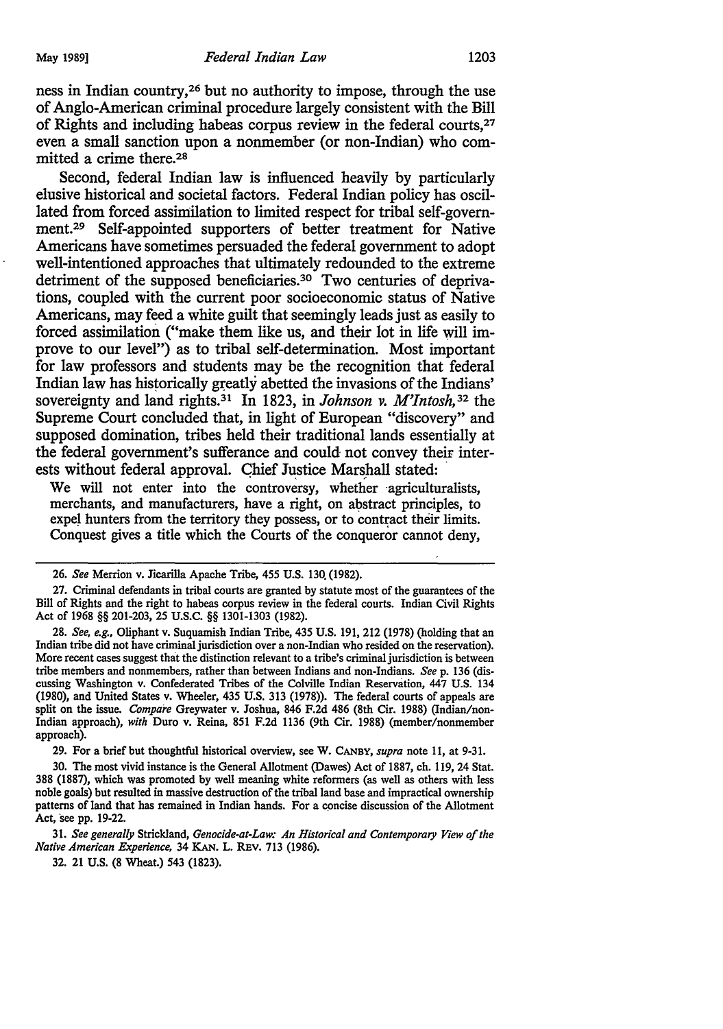ness in Indian country,[26] but no authority to impose, through the use of Anglo-American criminal procedure largely consistent with the Bill of Rights and including habeas corpus review in the federal courts,[27] even a small sanction upon a nonmember (or non-Indian) who committed a crime there.[28]

Second, federal Indian law is influenced heavily by particularly elusive historical and societal factors. Federal Indian policy has oscillated from forced assimilation to limited respect for tribal self-government.[29] Self-appointed supporters of better treatment for Native Americans have sometimes persuaded the federal government to adopt well-intentioned approaches that ultimately redounded to the extreme detriment of the supposed beneficiaries.[30] Two centuries of deprivations, coupled with the current poor socioeconomic status of Native Americans, may feed a white guilt that seemingly leads just as easily to forced assimilation ("make them like us, and their lot in life will improve to our level") as to tribal self-determination. Most important for law professors and students may be the recognition that federal Indian law has historically greatly abetted the invasions of the Indians' sovereignty and land rights.[31] In 1823, in *Johnson v. M'Intosh,*[32] the Supreme Court concluded that, in light of European "discovery" and supposed domination, tribes held their traditional lands essentially at the federal government's sufferance and could not convey their interests without federal approval. Chief Justice Marshall stated:

> We will not enter into the controversy, whether agriculturalists, merchants, and manufacturers, have a right, on abstract principles, to expel hunters from the territory they possess, or to contract their limits. Conquest gives a title which the Courts of the conqueror cannot deny,

---

26. *See* Merrion v. Jicarilla Apache Tribe, 455 U.S. 130 (1982).

27. Criminal defendants in tribal courts are granted by statute most of the guarantees of the Bill of Rights and the right to habeas corpus review in the federal courts. Indian Civil Rights Act of 1968 §§ 201-203, 25 U.S.C. §§ 1301-1303 (1982).

28. *See, e.g.,* Oliphant v. Suquamish Indian Tribe, 435 U.S. 191, 212 (1978) (holding that an Indian tribe did not have criminal jurisdiction over a non-Indian who resided on the reservation). More recent cases suggest that the distinction relevant to a tribe's criminal jurisdiction is between tribe members and nonmembers, rather than between Indians and non-Indians. *See* p. 136 (discussing Washington v. Confederated Tribes of the Colville Indian Reservation, 447 U.S. 134 (1980), and United States v. Wheeler, 435 U.S. 313 (1978)). The federal courts of appeals are split on the issue. *Compare* Greywater v. Joshua, 846 F.2d 486 (8th Cir. 1988) (Indian/non-Indian approach), *with* Duro v. Reina, 851 F.2d 1136 (9th Cir. 1988) (member/nonmember approach).

29. For a brief but thoughtful historical overview, see W. CANBY, *supra* note 11, at 9-31.

30. The most vivid instance is the General Allotment (Dawes) Act of 1887, ch. 119, 24 Stat. 388 (1887), which was promoted by well meaning white reformers (as well as others with less noble goals) but resulted in massive destruction of the tribal land base and impractical ownership patterns of land that has remained in Indian hands. For a concise discussion of the Allotment Act, see pp. 19-22.

31. *See generally* Strickland, *Genocide-at-Law: An Historical and Contemporary View of the Native American Experience,* 34 KAN. L. REV. 713 (1986).

32. 21 U.S. (8 Wheat.) 543 (1823).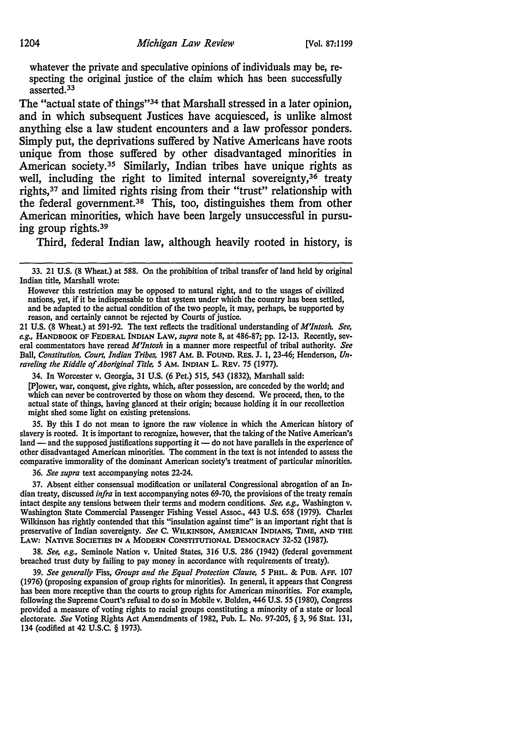whatever the private and speculative opinions of individuals may be, respecting the original justice of the claim which has been successfully asserted.[33]

The "actual state of things"[34] that Marshall stressed in a later opinion, and in which subsequent Justices have acquiesced, is unlike almost anything else a law student encounters and a law professor ponders. Simply put, the deprivations suffered by Native Americans have roots unique from those suffered by other disadvantaged minorities in American society.[35] Similarly, Indian tribes have unique rights as well, including the right to limited internal sovereignty,[36] treaty rights,[37] and limited rights rising from their "trust" relationship with the federal government.[38] This, too, distinguishes them from other American minorities, which have been largely unsuccessful in pursuing group rights.[39]

Third, federal Indian law, although heavily rooted in history, is

---

33. 21 U.S. (8 Wheat.) at 588. On the prohibition of tribal transfer of land held by original Indian title, Marshall wrote:

> However this restriction may be opposed to natural right, and to the usages of civilized nations, yet, if it be indispensable to that system under which the country has been settled, and be adapted to the actual condition of the two people, it may, perhaps, be supported by reason, and certainly cannot be rejected by Courts of justice.

21 U.S. (8 Wheat.) at 591-92. The text reflects the traditional understanding of *M'Intosh. See, e.g.,* HANDBOOK OF FEDERAL INDIAN LAW, *supra* note 8, at 486-87; pp. 12-13. Recently, several commentators have reread *M'Intosh* in a manner more respectful of tribal authority. *See* Ball, *Constitution, Court, Indian Tribes,* 1987 AM. B. FOUND. RES. J. 1, 23-46; Henderson, *Unraveling the Riddle of Aboriginal Title,* 5 AM. INDIAN L. REV. 75 (1977).

34. In Worcester v. Georgia, 31 U.S. (6 Pet.) 515, 543 (1832), Marshall said:

> [P]ower, war, conquest, give rights, which, after possession, are conceded by the world; and which can never be controverted by those on whom they descend. We proceed, then, to the actual state of things, having glanced at their origin; because holding it in our recollection might shed some light on existing pretensions.

35. By this I do not mean to ignore the raw violence in which the American history of slavery is rooted. It is important to recognize, however, that the taking of the Native American's land — and the supposed justifications supporting it — do not have parallels in the experience of other disadvantaged American minorities. The comment in the text is not intended to assess the comparative immorality of the dominant American society's treatment of particular minorities.

36. *See supra* text accompanying notes 22-24.

37. Absent either consensual modification or unilateral Congressional abrogation of an Indian treaty, discussed *infra* in text accompanying notes 69-70, the provisions of the treaty remain intact despite any tensions between their terms and modern conditions. *See, e.g.,* Washington v. Washington State Commercial Passenger Fishing Vessel Assoc., 443 U.S. 658 (1979). Charles Wilkinson has rightly contended that this "insulation against time" is an important right that is preservative of Indian sovereignty. *See* C. WILKINSON, AMERICAN INDIANS, TIME, AND THE LAW: NATIVE SOCIETIES IN A MODERN CONSTITUTIONAL DEMOCRACY 32-52 (1987).

38. *See, e.g.,* Seminole Nation v. United States, 316 U.S. 286 (1942) (federal government breached trust duty by failing to pay money in accordance with requirements of treaty).

39. *See generally* Fiss, *Groups and the Equal Protection Clause,* 5 PHIL. & PUB. AFF. 107 (1976) (proposing expansion of group rights for minorities). In general, it appears that Congress has been more receptive than the courts to group rights for American minorities. For example, following the Supreme Court's refusal to do so in Mobile v. Bolden, 446 U.S. 55 (1980), Congress provided a measure of voting rights to racial groups constituting a minority of a state or local electorate. *See* Voting Rights Act Amendments of 1982, Pub. L. No. 97-205, § 3, 96 Stat. 131, 134 (codified at 42 U.S.C. § 1973).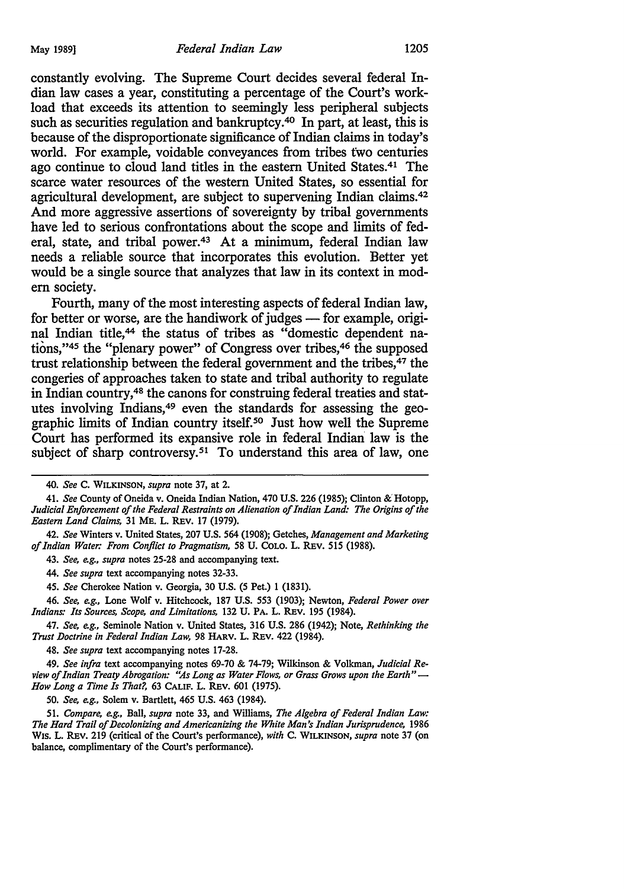constantly evolving. The Supreme Court decides several federal Indian law cases a year, constituting a percentage of the Court's workload that exceeds its attention to seemingly less peripheral subjects such as securities regulation and bankruptcy.[40] In part, at least, this is because of the disproportionate significance of Indian claims in today's world. For example, voidable conveyances from tribes two centuries ago continue to cloud land titles in the eastern United States.[41] The scarce water resources of the western United States, so essential for agricultural development, are subject to supervening Indian claims.[42] And more aggressive assertions of sovereignty by tribal governments have led to serious confrontations about the scope and limits of federal, state, and tribal power.[43] At a minimum, federal Indian law needs a reliable source that incorporates this evolution. Better yet would be a single source that analyzes that law in its context in modern society.

Fourth, many of the most interesting aspects of federal Indian law, for better or worse, are the handiwork of judges — for example, original Indian title,[44] the status of tribes as "domestic dependent nations,"[45] the "plenary power" of Congress over tribes,[46] the supposed trust relationship between the federal government and the tribes,[47] the congeries of approaches taken to state and tribal authority to regulate in Indian country,[48] the canons for construing federal treaties and statutes involving Indians,[49] even the standards for assessing the geographic limits of Indian country itself.[50] Just how well the Supreme Court has performed its expansive role in federal Indian law is the subject of sharp controversy.[51] To understand this area of law, one

---

40. *See* C. WILKINSON, *supra* note 37, at 2.

41. *See* County of Oneida v. Oneida Indian Nation, 470 U.S. 226 (1985); Clinton & Hotopp, *Judicial Enforcement of the Federal Restraints on Alienation of Indian Land: The Origins of the Eastern Land Claims,* 31 ME. L. REV. 17 (1979).

42. *See* Winters v. United States, 207 U.S. 564 (1908); Getches, *Management and Marketing of Indian Water: From Conflict to Pragmatism,* 58 U. COLO. L. REV. 515 (1988).

43. *See, e.g., supra* notes 25-28 and accompanying text.

44. *See supra* text accompanying notes 32-33.

45. *See* Cherokee Nation v. Georgia, 30 U.S. (5 Pet.) 1 (1831).

46. *See, e.g.,* Lone Wolf v. Hitchcock, 187 U.S. 553 (1903); Newton, *Federal Power over Indians: Its Sources, Scope, and Limitations,* 132 U. PA. L. REV. 195 (1984).

47. *See, e.g.,* Seminole Nation v. United States, 316 U.S. 286 (1942); Note, *Rethinking the Trust Doctrine in Federal Indian Law,* 98 HARV. L. REV. 422 (1984).

48. *See supra* text accompanying notes 17-28.

49. *See infra* text accompanying notes 69-70 & 74-79; Wilkinson & Volkman, *Judicial Review of Indian Treaty Abrogation: "As Long as Water Flows, or Grass Grows upon the Earth" — How Long a Time Is That?,* 63 CALIF. L. REV. 601 (1975).

50. *See, e.g.,* Solem v. Bartlett, 465 U.S. 463 (1984).

51. *Compare, e.g.,* Ball, *supra* note 33, and Williams, *The Algebra of Federal Indian Law: The Hard Trail of Decolonizing and Americanizing the White Man's Indian Jurisprudence,* 1986 WIS. L. REV. 219 (critical of the Court's performance), *with* C. WILKINSON, *supra* note 37 (on balance, complimentary of the Court's performance).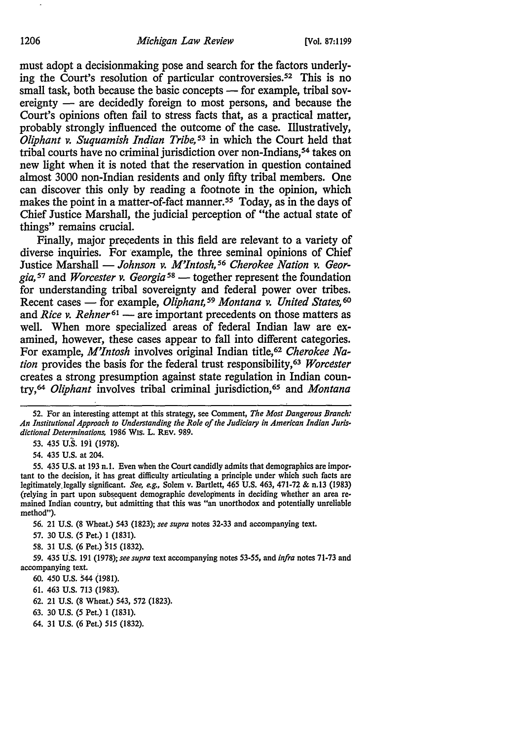must adopt a decisionmaking pose and search for the factors underlying the Court's resolution of particular controversies.[52] This is no small task, both because the basic concepts — for example, tribal sovereignty — are decidedly foreign to most persons, and because the Court's opinions often fail to stress facts that, as a practical matter, probably strongly influenced the outcome of the case. Illustratively, *Oliphant v. Suquamish Indian Tribe*,[53] in which the Court held that tribal courts have no criminal jurisdiction over non-Indians,[54] takes on new light when it is noted that the reservation in question contained almost 3000 non-Indian residents and only fifty tribal members. One can discover this only by reading a footnote in the opinion, which makes the point in a matter-of-fact manner.[55] Today, as in the days of Chief Justice Marshall, the judicial perception of "the actual state of things" remains crucial.

Finally, major precedents in this field are relevant to a variety of diverse inquiries. For example, the three seminal opinions of Chief Justice Marshall — *Johnson v. M'Intosh*,[56] *Cherokee Nation v. Georgia*,[57] and *Worcester v. Georgia*[58] — together represent the foundation for understanding tribal sovereignty and federal power over tribes. Recent cases — for example, *Oliphant*,[59] *Montana v. United States*,[60] and *Rice v. Rehner*[61] — are important precedents on those matters as well. When more specialized areas of federal Indian law are examined, however, these cases appear to fall into different categories. For example, *M'Intosh* involves original Indian title,[62] *Cherokee Nation* provides the basis for the federal trust responsibility,[63] *Worcester* creates a strong presumption against state regulation in Indian country,[64] *Oliphant* involves tribal criminal jurisdiction,[65] and *Montana*

52. For an interesting attempt at this strategy, see Comment, *The Most Dangerous Branch: An Institutional Approach to Understanding the Role of the Judiciary in American Indian Jurisdictional Determinations*, 1986 WIS. L. REV. 989.

53. 435 U.S. 191 (1978).

54. 435 U.S. at 204.

55. 435 U.S. at 193 n.1. Even when the Court candidly admits that demographics are important to the decision, it has great difficulty articulating a principle under which such facts are legitimately legally significant. *See, e.g.*, Solem v. Bartlett, 465 U.S. 463, 471-72 & n.13 (1983) (relying in part upon subsequent demographic developments in deciding whether an area remained Indian country, but admitting that this was "an unorthodox and potentially unreliable method").

56. 21 U.S. (8 Wheat.) 543 (1823); *see supra* notes 32-33 and accompanying text.

57. 30 U.S. (5 Pet.) 1 (1831).

58. 31 U.S. (6 Pet.) 515 (1832).

59. 435 U.S. 191 (1978); *see supra* text accompanying notes 53-55, and *infra* notes 71-73 and accompanying text.

60. 450 U.S. 544 (1981).

61. 463 U.S. 713 (1983).

62. 21 U.S. (8 Wheat.) 543, 572 (1823).

63. 30 U.S. (5 Pet.) 1 (1831).

64. 31 U.S. (6 Pet.) 515 (1832).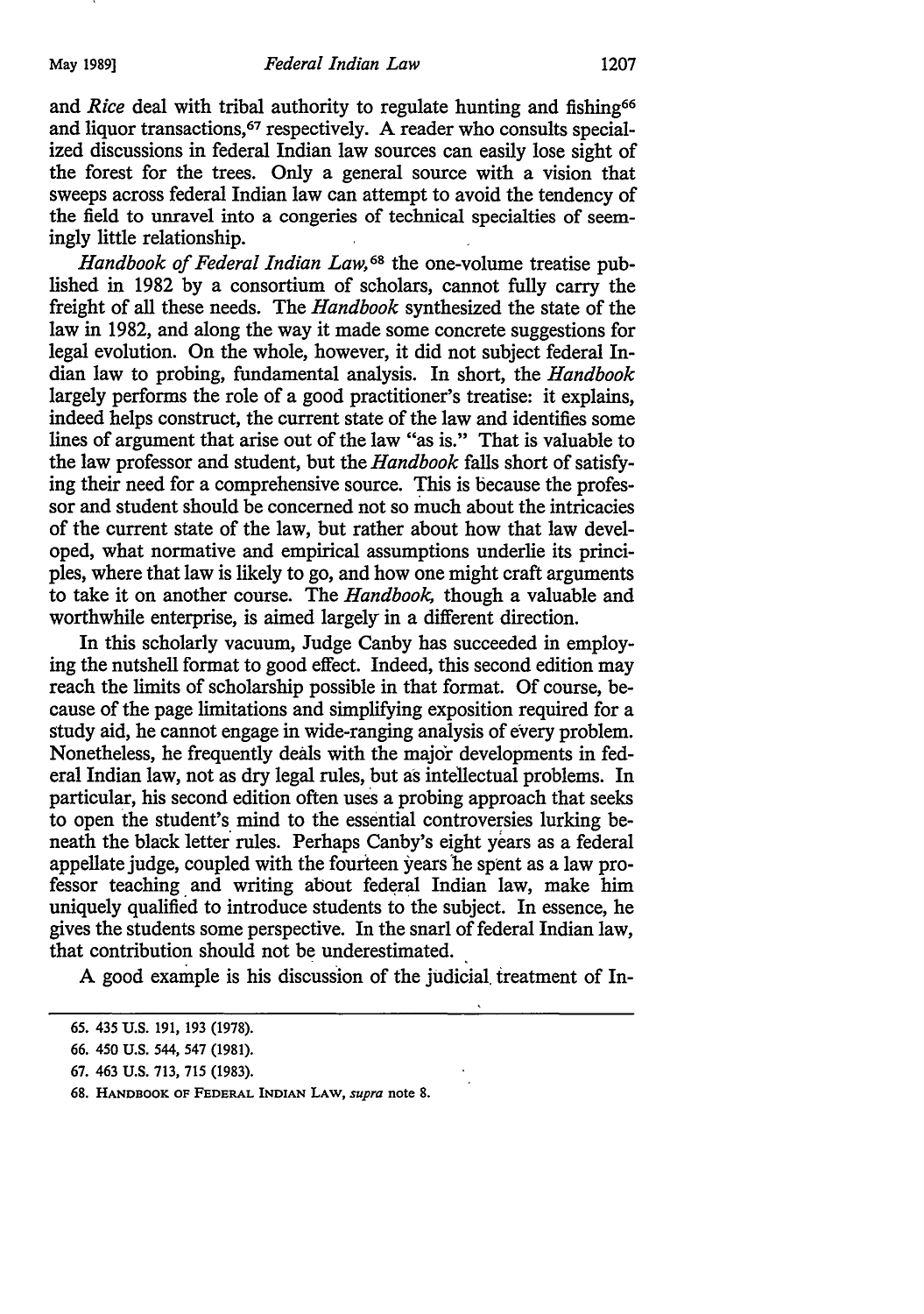and *Rice* deal with tribal authority to regulate hunting and fishing[66] and liquor transactions,[67] respectively. A reader who consults specialized discussions in federal Indian law sources can easily lose sight of the forest for the trees. Only a general source with a vision that sweeps across federal Indian law can attempt to avoid the tendency of the field to unravel into a congeries of technical specialties of seemingly little relationship.

*Handbook of Federal Indian Law*,[68] the one-volume treatise published in 1982 by a consortium of scholars, cannot fully carry the freight of all these needs. The *Handbook* synthesized the state of the law in 1982, and along the way it made some concrete suggestions for legal evolution. On the whole, however, it did not subject federal Indian law to probing, fundamental analysis. In short, the *Handbook* largely performs the role of a good practitioner's treatise: it explains, indeed helps construct, the current state of the law and identifies some lines of argument that arise out of the law "as is." That is valuable to the law professor and student, but the *Handbook* falls short of satisfying their need for a comprehensive source. This is because the professor and student should be concerned not so much about the intricacies of the current state of the law, but rather about how that law developed, what normative and empirical assumptions underlie its principles, where that law is likely to go, and how one might craft arguments to take it on another course. The *Handbook*, though a valuable and worthwhile enterprise, is aimed largely in a different direction.

In this scholarly vacuum, Judge Canby has succeeded in employing the nutshell format to good effect. Indeed, this second edition may reach the limits of scholarship possible in that format. Of course, because of the page limitations and simplifying exposition required for a study aid, he cannot engage in wide-ranging analysis of every problem. Nonetheless, he frequently deals with the major developments in federal Indian law, not as dry legal rules, but as intellectual problems. In particular, his second edition often uses a probing approach that seeks to open the student's mind to the essential controversies lurking beneath the black letter rules. Perhaps Canby's eight years as a federal appellate judge, coupled with the fourteen years he spent as a law professor teaching and writing about federal Indian law, make him uniquely qualified to introduce students to the subject. In essence, he gives the students some perspective. In the snarl of federal Indian law, that contribution should not be underestimated.

A good example is his discussion of the judicial treatment of In-

---

65. 435 U.S. 191, 193 (1978).

66. 450 U.S. 544, 547 (1981).

67. 463 U.S. 713, 715 (1983).

68. HANDBOOK OF FEDERAL INDIAN LAW, *supra* note 8.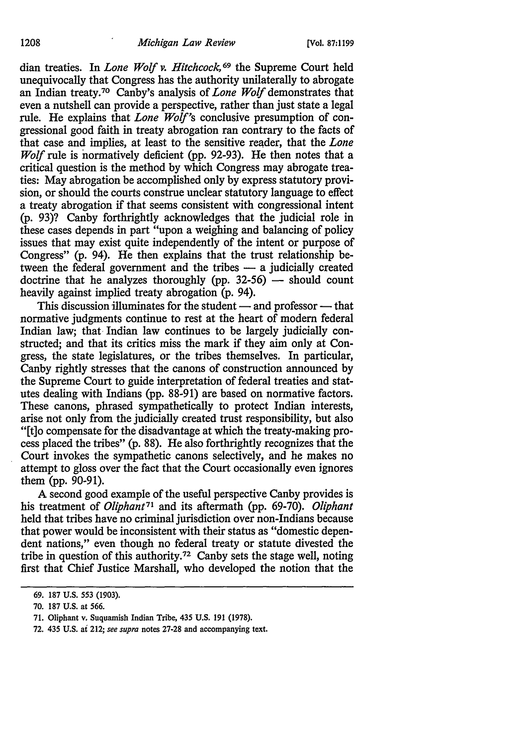dian treaties. In *Lone Wolf v. Hitchcock,*[69] the Supreme Court held unequivocally that Congress has the authority unilaterally to abrogate an Indian treaty.[70] Canby's analysis of *Lone Wolf* demonstrates that even a nutshell can provide a perspective, rather than just state a legal rule. He explains that *Lone Wolf's* conclusive presumption of congressional good faith in treaty abrogation ran contrary to the facts of that case and implies, at least to the sensitive reader, that the *Lone Wolf* rule is normatively deficient (pp. 92-93). He then notes that a critical question is the method by which Congress may abrogate treaties: May abrogation be accomplished only by express statutory provision, or should the courts construe unclear statutory language to effect a treaty abrogation if that seems consistent with congressional intent (p. 93)? Canby forthrightly acknowledges that the judicial role in these cases depends in part "upon a weighing and balancing of policy issues that may exist quite independently of the intent or purpose of Congress" (p. 94). He then explains that the trust relationship between the federal government and the tribes — a judicially created doctrine that he analyzes thoroughly (pp. 32-56) — should count heavily against implied treaty abrogation (p. 94).

This discussion illuminates for the student — and professor — that normative judgments continue to rest at the heart of modern federal Indian law; that Indian law continues to be largely judicially constructed; and that its critics miss the mark if they aim only at Congress, the state legislatures, or the tribes themselves. In particular, Canby rightly stresses that the canons of construction announced by the Supreme Court to guide interpretation of federal treaties and statutes dealing with Indians (pp. 88-91) are based on normative factors. These canons, phrased sympathetically to protect Indian interests, arise not only from the judicially created trust responsibility, but also "[t]o compensate for the disadvantage at which the treaty-making process placed the tribes" (p. 88). He also forthrightly recognizes that the Court invokes the sympathetic canons selectively, and he makes no attempt to gloss over the fact that the Court occasionally even ignores them (pp. 90-91).

A second good example of the useful perspective Canby provides is his treatment of *Oliphant*[71] and its aftermath (pp. 69-70). *Oliphant* held that tribes have no criminal jurisdiction over non-Indians because that power would be inconsistent with their status as "domestic dependent nations," even though no federal treaty or statute divested the tribe in question of this authority.[72] Canby sets the stage well, noting first that Chief Justice Marshall, who developed the notion that the

---

69. 187 U.S. 553 (1903).

70. 187 U.S. at 566.

71. Oliphant v. Suquamish Indian Tribe, 435 U.S. 191 (1978).

72. 435 U.S. at 212; *see supra* notes 27-28 and accompanying text.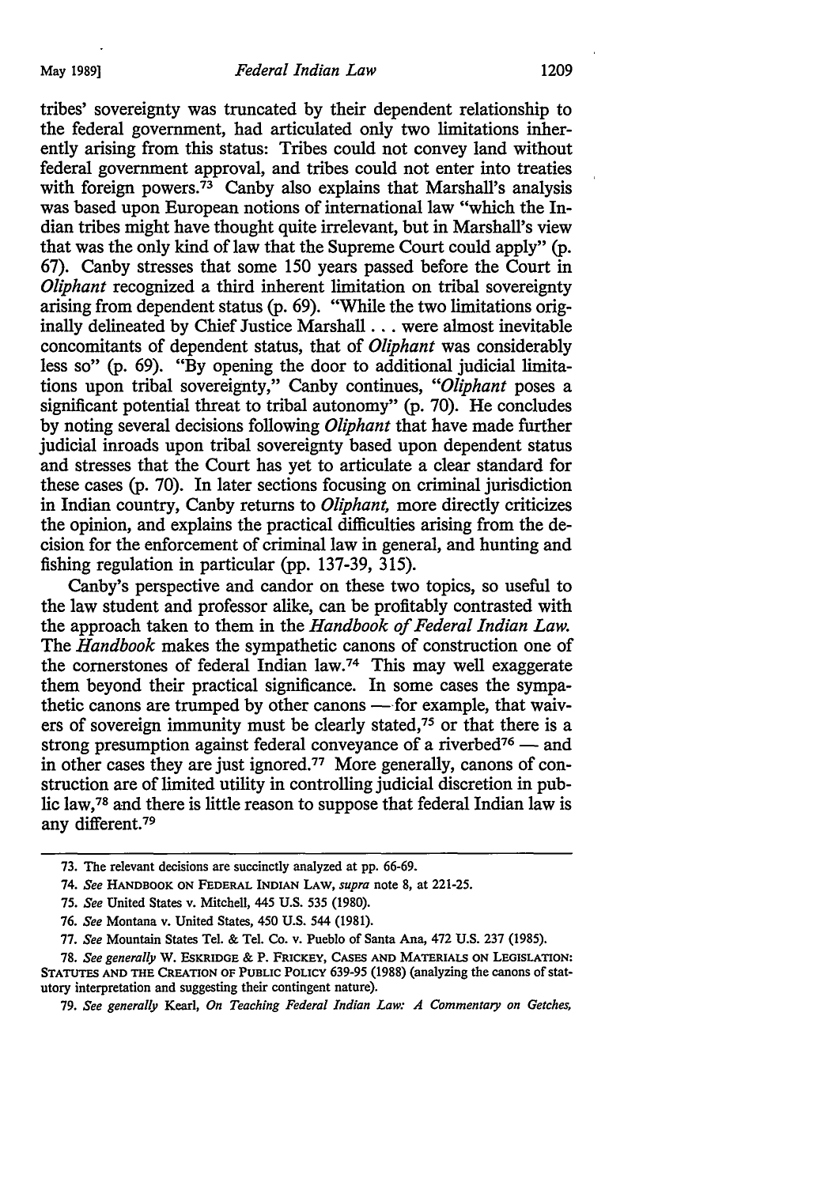tribes' sovereignty was truncated by their dependent relationship to the federal government, had articulated only two limitations inherently arising from this status: Tribes could not convey land without federal government approval, and tribes could not enter into treaties with foreign powers.[73] Canby also explains that Marshall's analysis was based upon European notions of international law "which the Indian tribes might have thought quite irrelevant, but in Marshall's view that was the only kind of law that the Supreme Court could apply" (p. 67). Canby stresses that some 150 years passed before the Court in *Oliphant* recognized a third inherent limitation on tribal sovereignty arising from dependent status (p. 69). "While the two limitations originally delineated by Chief Justice Marshall . . . were almost inevitable concomitants of dependent status, that of *Oliphant* was considerably less so" (p. 69). "By opening the door to additional judicial limitations upon tribal sovereignty," Canby continues, "*Oliphant* poses a significant potential threat to tribal autonomy" (p. 70). He concludes by noting several decisions following *Oliphant* that have made further judicial inroads upon tribal sovereignty based upon dependent status and stresses that the Court has yet to articulate a clear standard for these cases (p. 70). In later sections focusing on criminal jurisdiction in Indian country, Canby returns to *Oliphant,* more directly criticizes the opinion, and explains the practical difficulties arising from the decision for the enforcement of criminal law in general, and hunting and fishing regulation in particular (pp. 137-39, 315).

Canby's perspective and candor on these two topics, so useful to the law student and professor alike, can be profitably contrasted with the approach taken to them in the *Handbook of Federal Indian Law.* The *Handbook* makes the sympathetic canons of construction one of the cornerstones of federal Indian law.[74] This may well exaggerate them beyond their practical significance. In some cases the sympathetic canons are trumped by other canons — for example, that waivers of sovereign immunity must be clearly stated,[75] or that there is a strong presumption against federal conveyance of a riverbed[76] — and in other cases they are just ignored.[77] More generally, canons of construction are of limited utility in controlling judicial discretion in public law,[78] and there is little reason to suppose that federal Indian law is any different.[79]

---

73. The relevant decisions are succinctly analyzed at pp. 66-69.

74. *See* HANDBOOK ON FEDERAL INDIAN LAW, *supra* note 8, at 221-25.

75. *See* United States v. Mitchell, 445 U.S. 535 (1980).

76. *See* Montana v. United States, 450 U.S. 544 (1981).

77. *See* Mountain States Tel. & Tel. Co. v. Pueblo of Santa Ana, 472 U.S. 237 (1985).

78. *See generally* W. ESKRIDGE & P. FRICKEY, CASES AND MATERIALS ON LEGISLATION: STATUTES AND THE CREATION OF PUBLIC POLICY 639-95 (1988) (analyzing the canons of statutory interpretation and suggesting their contingent nature).

79. *See generally* Kearl, *On Teaching Federal Indian Law: A Commentary on Getches,*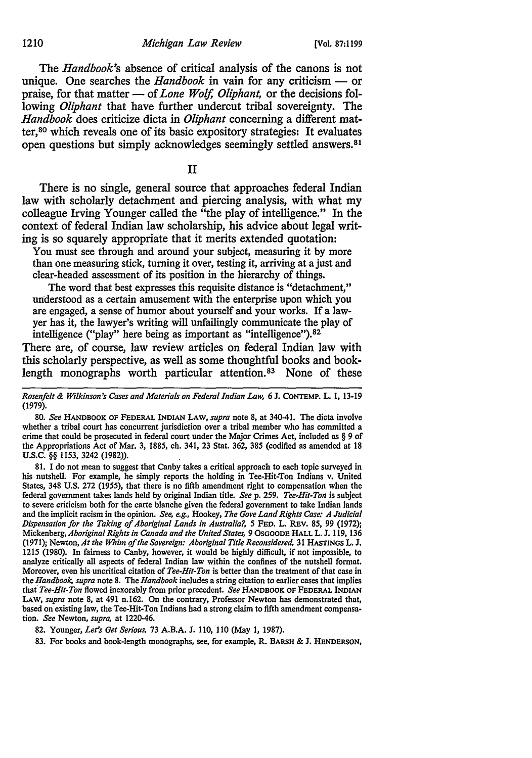The *Handbook's* absence of critical analysis of the canons is not unique. One searches the *Handbook* in vain for any criticism — or praise, for that matter — of *Lone Wolf, Oliphant,* or the decisions following *Oliphant* that have further undercut tribal sovereignty. The *Handbook* does criticize dicta in *Oliphant* concerning a different matter,[80] which reveals one of its basic expository strategies: It evaluates open questions but simply acknowledges seemingly settled answers.[81]

## II

There is no single, general source that approaches federal Indian law with scholarly detachment and piercing analysis, with what my colleague Irving Younger called the "the play of intelligence." In the context of federal Indian law scholarship, his advice about legal writing is so squarely appropriate that it merits extended quotation:

> You must see through and around your subject, measuring it by more than one measuring stick, turning it over, testing it, arriving at a just and clear-headed assessment of its position in the hierarchy of things.
>
> The word that best expresses this requisite distance is "detachment," understood as a certain amusement with the enterprise upon which you are engaged, a sense of humor about yourself and your works. If a lawyer has it, the lawyer's writing will unfailingly communicate the play of intelligence ("play" here being as important as "intelligence").[82]

There are, of course, law review articles on federal Indian law with this scholarly perspective, as well as some thoughtful books and book-length monographs worth particular attention.[83] None of these

---

*Rosenfelt & Wilkinson's Cases and Materials on Federal Indian Law,* 6 J. CONTEMP. L. 1, 13-19 (1979).

80. *See* HANDBOOK OF FEDERAL INDIAN LAW, *supra* note 8, at 340-41. The dicta involve whether a tribal court has concurrent jurisdiction over a tribal member who has committed a crime that could be prosecuted in federal court under the Major Crimes Act, included as § 9 of the Appropriations Act of Mar. 3, 1885, ch. 341, 23 Stat. 362, 385 (codified as amended at 18 U.S.C. §§ 1153, 3242 (1982)).

81. I do not mean to suggest that Canby takes a critical approach to each topic surveyed in his nutshell. For example, he simply reports the holding in Tee-Hit-Ton Indians v. United States, 348 U.S. 272 (1955), that there is no fifth amendment right to compensation when the federal government takes lands held by original Indian title. *See* p. 259. *Tee-Hit-Ton* is subject to severe criticism both for the carte blanche given the federal government to take Indian lands and the implicit racism in the opinion. *See, e.g.,* Hookey, *The Gove Land Rights Case: A Judicial Dispensation for the Taking of Aboriginal Lands in Australia?,* 5 FED. L. REV. 85, 99 (1972); Mickenberg, *Aboriginal Rights in Canada and the United States,* 9 OSGOODE HALL L. J. 119, 136 (1971); Newton, *At the Whim of the Sovereign: Aboriginal Title Reconsidered,* 31 HASTINGS L. J. 1215 (1980). In fairness to Canby, however, it would be highly difficult, if not impossible, to analyze critically all aspects of federal Indian law within the confines of the nutshell format. Moreover, even his uncritical citation of *Tee-Hit-Ton* is better than the treatment of that case in the *Handbook, supra* note 8. The *Handbook* includes a string citation to earlier cases that implies that *Tee-Hit-Ton* flowed inexorably from prior precedent. *See* HANDBOOK OF FEDERAL INDIAN LAW, *supra* note 8, at 491 n.162. On the contrary, Professor Newton has demonstrated that, based on existing law, the Tee-Hit-Ton Indians had a strong claim to fifth amendment compensation. *See* Newton, *supra,* at 1220-46.

82. Younger, *Let's Get Serious,* 73 A.B.A. J. 110, 110 (May 1, 1987).

83. For books and book-length monographs, see, for example, R. BARSH & J. HENDERSON,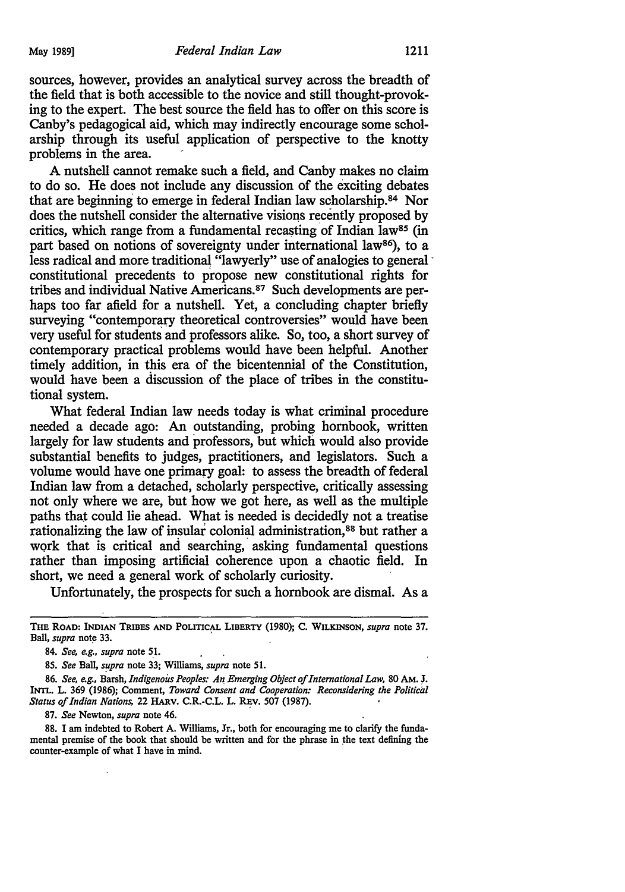sources, however, provides an analytical survey across the breadth of the field that is both accessible to the novice and still thought-provoking to the expert. The best source the field has to offer on this score is Canby's pedagogical aid, which may indirectly encourage some scholarship through its useful application of perspective to the knotty problems in the area.

A nutshell cannot remake such a field, and Canby makes no claim to do so. He does not include any discussion of the exciting debates that are beginning to emerge in federal Indian law scholarship.[84] Nor does the nutshell consider the alternative visions recently proposed by critics, which range from a fundamental recasting of Indian law[85] (in part based on notions of sovereignty under international law[86]), to a less radical and more traditional "lawyerly" use of analogies to general constitutional precedents to propose new constitutional rights for tribes and individual Native Americans.[87] Such developments are perhaps too far afield for a nutshell. Yet, a concluding chapter briefly surveying "contemporary theoretical controversies" would have been very useful for students and professors alike. So, too, a short survey of contemporary practical problems would have been helpful. Another timely addition, in this era of the bicentennial of the Constitution, would have been a discussion of the place of tribes in the constitutional system.

What federal Indian law needs today is what criminal procedure needed a decade ago: An outstanding, probing hornbook, written largely for law students and professors, but which would also provide substantial benefits to judges, practitioners, and legislators. Such a volume would have one primary goal: to assess the breadth of federal Indian law from a detached, scholarly perspective, critically assessing not only where we are, but how we got here, as well as the multiple paths that could lie ahead. What is needed is decidedly not a treatise rationalizing the law of insular colonial administration,[88] but rather a work that is critical and searching, asking fundamental questions rather than imposing artificial coherence upon a chaotic field. In short, we need a general work of scholarly curiosity.

Unfortunately, the prospects for such a hornbook are dismal. As a

---

THE ROAD: INDIAN TRIBES AND POLITICAL LIBERTY (1980); C. WILKINSON, *supra* note 37. Ball, *supra* note 33.

84. *See, e.g., supra* note 51.

85. *See* Ball, *supra* note 33; Williams, *supra* note 51.

86. *See, e.g.,* Barsh, *Indigenous Peoples: An Emerging Object of International Law,* 80 AM. J. INTL. L. 369 (1986); Comment, *Toward Consent and Cooperation: Reconsidering the Political Status of Indian Nations,* 22 HARV. C.R.-C.L. L. REV. 507 (1987).

87. *See* Newton, *supra* note 46.

88. I am indebted to Robert A. Williams, Jr., both for encouraging me to clarify the fundamental premise of the book that should be written and for the phrase in the text defining the counter-example of what I have in mind.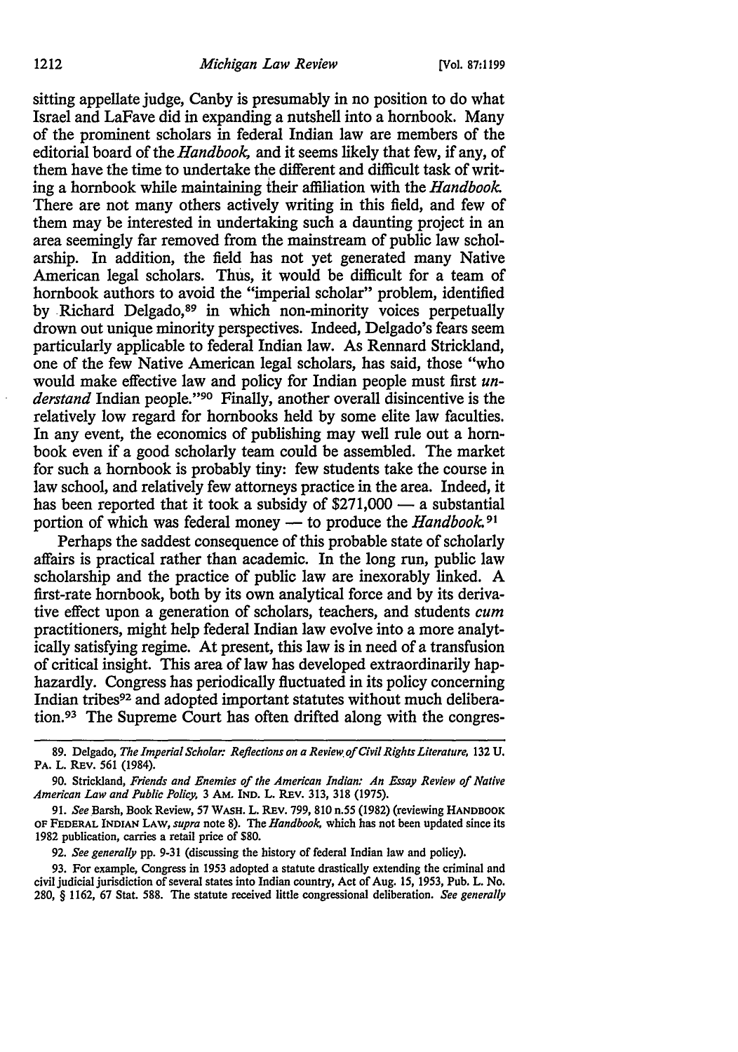sitting appellate judge, Canby is presumably in no position to do what Israel and LaFave did in expanding a nutshell into a hornbook. Many of the prominent scholars in federal Indian law are members of the editorial board of the *Handbook*, and it seems likely that few, if any, of them have the time to undertake the different and difficult task of writing a hornbook while maintaining their affiliation with the *Handbook*. There are not many others actively writing in this field, and few of them may be interested in undertaking such a daunting project in an area seemingly far removed from the mainstream of public law scholarship. In addition, the field has not yet generated many Native American legal scholars. Thus, it would be difficult for a team of hornbook authors to avoid the "imperial scholar" problem, identified by Richard Delgado,[89] in which non-minority voices perpetually drown out unique minority perspectives. Indeed, Delgado's fears seem particularly applicable to federal Indian law. As Rennard Strickland, one of the few Native American legal scholars, has said, those "who would make effective law and policy for Indian people must first *understand* Indian people."[90] Finally, another overall disincentive is the relatively low regard for hornbooks held by some elite law faculties. In any event, the economics of publishing may well rule out a hornbook even if a good scholarly team could be assembled. The market for such a hornbook is probably tiny: few students take the course in law school, and relatively few attorneys practice in the area. Indeed, it has been reported that it took a subsidy of $271,000 — a substantial portion of which was federal money — to produce the *Handbook*.[91]

Perhaps the saddest consequence of this probable state of scholarly affairs is practical rather than academic. In the long run, public law scholarship and the practice of public law are inexorably linked. A first-rate hornbook, both by its own analytical force and by its derivative effect upon a generation of scholars, teachers, and students *cum* practitioners, might help federal Indian law evolve into a more analytically satisfying regime. At present, this law is in need of a transfusion of critical insight. This area of law has developed extraordinarily haphazardly. Congress has periodically fluctuated in its policy concerning Indian tribes[92] and adopted important statutes without much deliberation.[93] The Supreme Court has often drifted along with the congres-

---

89. Delgado, *The Imperial Scholar: Reflections on a Review of Civil Rights Literature*, 132 U. PA. L. REV. 561 (1984).

90. Strickland, *Friends and Enemies of the American Indian: An Essay Review of Native American Law and Public Policy*, 3 AM. IND. L. REV. 313, 318 (1975).

91. *See* Barsh, Book Review, 57 WASH. L. REV. 799, 810 n.55 (1982) (reviewing HANDBOOK OF FEDERAL INDIAN LAW, *supra* note 8). The *Handbook*, which has not been updated since its 1982 publication, carries a retail price of $80.

92. *See generally* pp. 9-31 (discussing the history of federal Indian law and policy).

93. For example, Congress in 1953 adopted a statute drastically extending the criminal and civil judicial jurisdiction of several states into Indian country, Act of Aug. 15, 1953, Pub. L. No. 280, § 1162, 67 Stat. 588. The statute received little congressional deliberation. *See generally*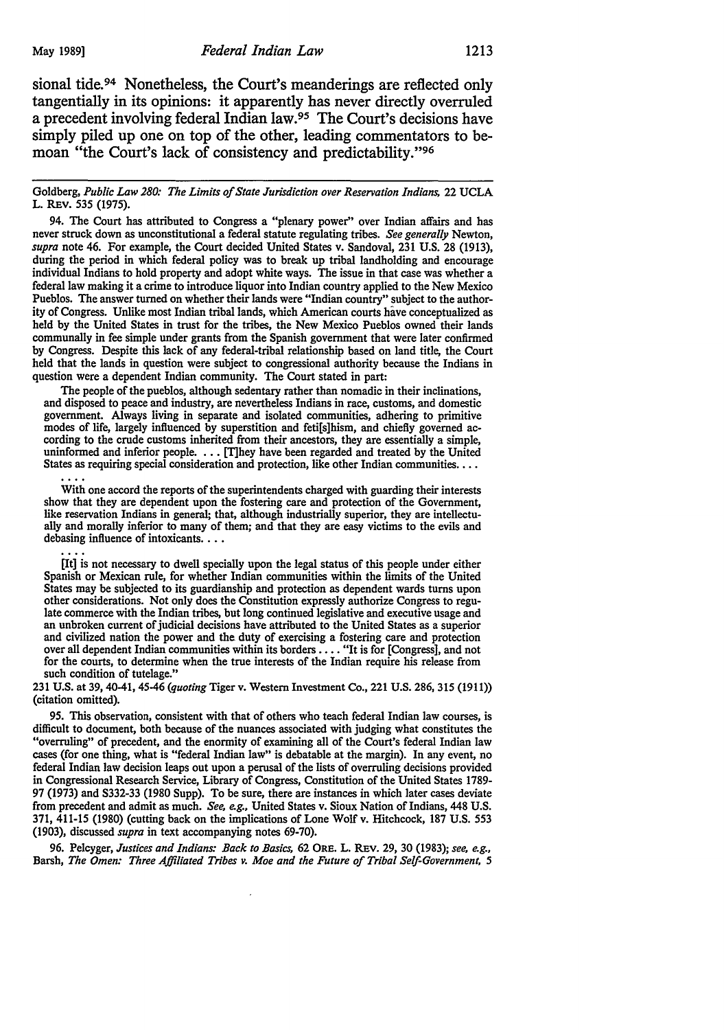sional tide.[94] Nonetheless, the Court's meanderings are reflected only tangentially in its opinions: it apparently has never directly overruled a precedent involving federal Indian law.[95] The Court's decisions have simply piled up one on top of the other, leading commentators to bemoan "the Court's lack of consistency and predictability."[96]

---

Goldberg, *Public Law 280: The Limits of State Jurisdiction over Reservation Indians*, 22 UCLA L. REV. 535 (1975).

94. The Court has attributed to Congress a "plenary power" over Indian affairs and has never struck down as unconstitutional a federal statute regulating tribes. *See generally* Newton, *supra* note 46. For example, the Court decided United States v. Sandoval, 231 U.S. 28 (1913), during the period in which federal policy was to break up tribal landholding and encourage individual Indians to hold property and adopt white ways. The issue in that case was whether a federal law making it a crime to introduce liquor into Indian country applied to the New Mexico Pueblos. The answer turned on whether their lands were "Indian country" subject to the authority of Congress. Unlike most Indian tribal lands, which American courts have conceptualized as held by the United States in trust for the tribes, the New Mexico Pueblos owned their lands communally in fee simple under grants from the Spanish government that were later confirmed by Congress. Despite this lack of any federal-tribal relationship based on land title, the Court held that the lands in question were subject to congressional authority because the Indians in question were a dependent Indian community. The Court stated in part:

> The people of the pueblos, although sedentary rather than nomadic in their inclinations, and disposed to peace and industry, are nevertheless Indians in race, customs, and domestic government. Always living in separate and isolated communities, adhering to primitive modes of life, largely influenced by superstition and feti[s]hism, and chiefly governed according to the crude customs inherited from their ancestors, they are essentially a simple, uninformed and inferior people. . . . [T]hey have been regarded and treated by the United States as requiring special consideration and protection, like other Indian communities. . . .
>
> . . . .
>
> With one accord the reports of the superintendents charged with guarding their interests show that they are dependent upon the fostering care and protection of the Government, like reservation Indians in general; that, although industrially superior, they are intellectually and morally inferior to many of them; and that they are easy victims to the evils and debasing influence of intoxicants. . . .
>
> . . . .
>
> [It] is not necessary to dwell specially upon the legal status of this people under either Spanish or Mexican rule, for whether Indian communities within the limits of the United States may be subjected to its guardianship and protection as dependent wards turns upon other considerations. Not only does the Constitution expressly authorize Congress to regulate commerce with the Indian tribes, but long continued legislative and executive usage and an unbroken current of judicial decisions have attributed to the United States as a superior and civilized nation the power and the duty of exercising a fostering care and protection over all dependent Indian communities within its borders . . . . "It is for [Congress], and not for the courts, to determine when the true interests of the Indian require his release from such condition of tutelage."

231 U.S. at 39, 40-41, 45-46 (*quoting* Tiger v. Western Investment Co., 221 U.S. 286, 315 (1911)) (citation omitted).

95. This observation, consistent with that of others who teach federal Indian law courses, is difficult to document, both because of the nuances associated with judging what constitutes the "overruling" of precedent, and the enormity of examining all of the Court's federal Indian law cases (for one thing, what is "federal Indian law" is debatable at the margin). In any event, no federal Indian law decision leaps out upon a perusal of the lists of overruling decisions provided in Congressional Research Service, Library of Congress, Constitution of the United States 1789-97 (1973) and S332-33 (1980 Supp). To be sure, there are instances in which later cases deviate from precedent and admit as much. *See, e.g.,* United States v. Sioux Nation of Indians, 448 U.S. 371, 411-15 (1980) (cutting back on the implications of Lone Wolf v. Hitchcock, 187 U.S. 553 (1903), discussed *supra* in text accompanying notes 69-70).

96. Pelcyger, *Justices and Indians: Back to Basics*, 62 ORE. L. REV. 29, 30 (1983); *see, e.g.,* Barsh, *The Omen: Three Affiliated Tribes v. Moe and the Future of Tribal Self-Government*, 5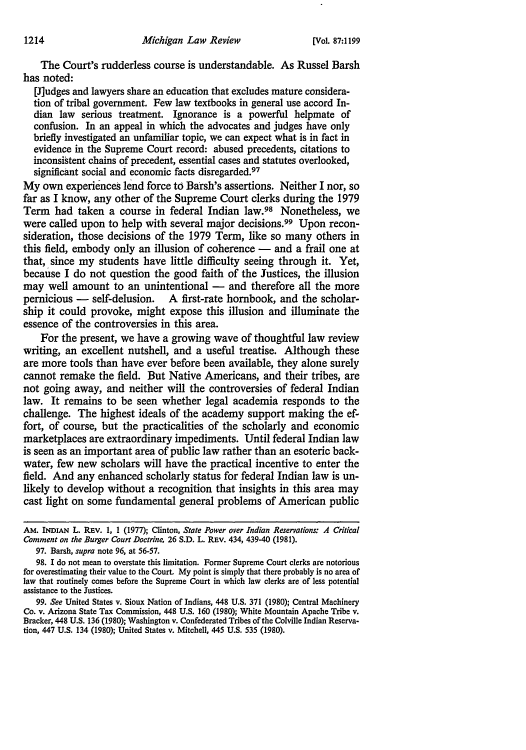The Court's rudderless course is understandable. As Russel Barsh has noted:

> [J]udges and lawyers share an education that excludes mature consideration of tribal government. Few law textbooks in general use accord Indian law serious treatment. Ignorance is a powerful helpmate of confusion. In an appeal in which the advocates and judges have only briefly investigated an unfamiliar topic, we can expect what is in fact in evidence in the Supreme Court record: abused precedents, citations to inconsistent chains of precedent, essential cases and statutes overlooked, significant social and economic facts disregarded.[97]

My own experiences lend force to Barsh's assertions. Neither I nor, so far as I know, any other of the Supreme Court clerks during the 1979 Term had taken a course in federal Indian law.[98] Nonetheless, we were called upon to help with several major decisions.[99] Upon reconsideration, those decisions of the 1979 Term, like so many others in this field, embody only an illusion of coherence — and a frail one at that, since my students have little difficulty seeing through it. Yet, because I do not question the good faith of the Justices, the illusion may well amount to an unintentional — and therefore all the more pernicious — self-delusion. A first-rate hornbook, and the scholarship it could provoke, might expose this illusion and illuminate the essence of the controversies in this area.

For the present, we have a growing wave of thoughtful law review writing, an excellent nutshell, and a useful treatise. Although these are more tools than have ever before been available, they alone surely cannot remake the field. But Native Americans, and their tribes, are not going away, and neither will the controversies of federal Indian law. It remains to be seen whether legal academia responds to the challenge. The highest ideals of the academy support making the effort, of course, but the practicalities of the scholarly and economic marketplaces are extraordinary impediments. Until federal Indian law is seen as an important area of public law rather than an esoteric backwater, few new scholars will have the practical incentive to enter the field. And any enhanced scholarly status for federal Indian law is unlikely to develop without a recognition that insights in this area may cast light on some fundamental general problems of American public

---

AM. INDIAN L. REV. 1, 1 (1977); Clinton, *State Power over Indian Reservations: A Critical Comment on the Burger Court Doctrine*, 26 S.D. L. REV. 434, 439-40 (1981).

97. Barsh, *supra* note 96, at 56-57.

98. I do not mean to overstate this limitation. Former Supreme Court clerks are notorious for overestimating their value to the Court. My point is simply that there probably is no area of law that routinely comes before the Supreme Court in which law clerks are of less potential assistance to the Justices.

99. *See* United States v. Sioux Nation of Indians, 448 U.S. 371 (1980); Central Machinery Co. v. Arizona State Tax Commission, 448 U.S. 160 (1980); White Mountain Apache Tribe v. Bracker, 448 U.S. 136 (1980); Washington v. Confederated Tribes of the Colville Indian Reservation, 447 U.S. 134 (1980); United States v. Mitchell, 445 U.S. 535 (1980).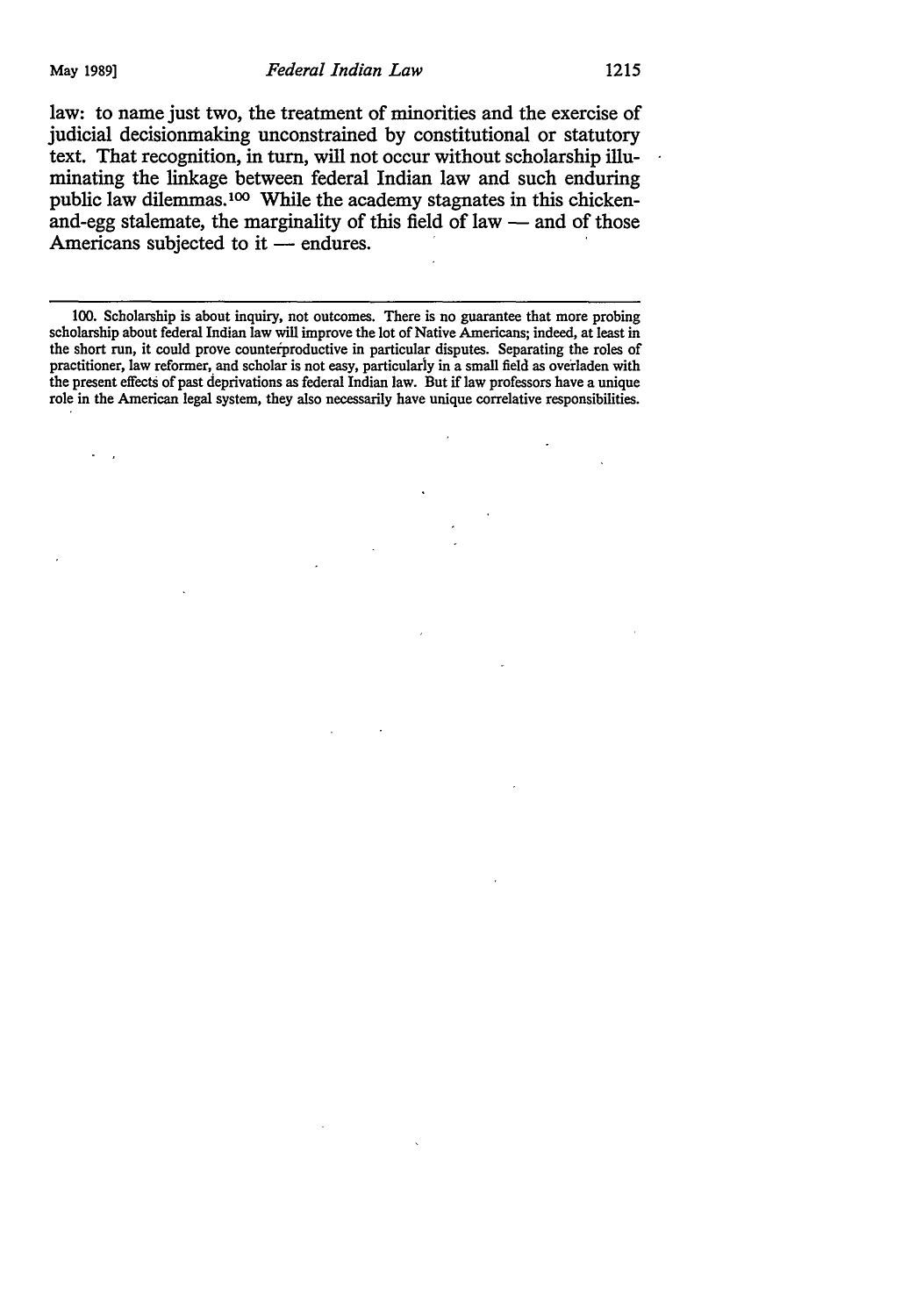law: to name just two, the treatment of minorities and the exercise of judicial decisionmaking unconstrained by constitutional or statutory text. That recognition, in turn, will not occur without scholarship illuminating the linkage between federal Indian law and such enduring public law dilemmas.[100] While the academy stagnates in this chicken-and-egg stalemate, the marginality of this field of law — and of those Americans subjected to it — endures.

---

100. Scholarship is about inquiry, not outcomes. There is no guarantee that more probing scholarship about federal Indian law will improve the lot of Native Americans; indeed, at least in the short run, it could prove counterproductive in particular disputes. Separating the roles of practitioner, law reformer, and scholar is not easy, particularly in a small field as overladen with the present effects of past deprivations as federal Indian law. But if law professors have a unique role in the American legal system, they also necessarily have unique correlative responsibilities.